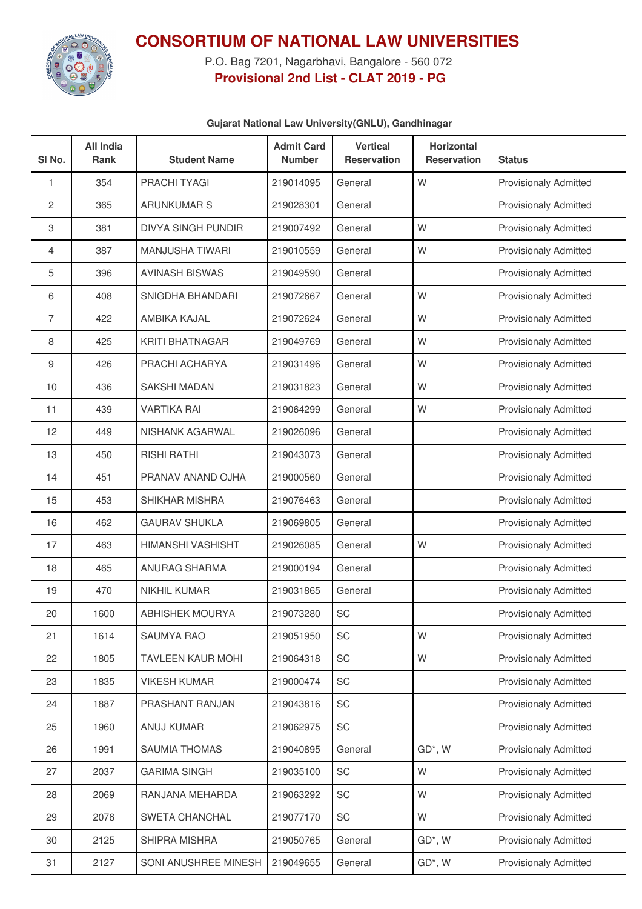# CONSORTIUM OF NATIONAL LAW UNIVERSITIES

P.O. Bag 7201, Nagarbhavi, Bangalore - 560 072

**Provisional 2nd List - CLAT 2019 - PG**

| Gujarat National Law University(GNLU), Gandhinagar | | | | | | |
|---|---|---|---|---|---|---|
| Sl No. | All India Rank | Student Name | Admit Card Number | Vertical Reservation | Horizontal Reservation | Status |
| 1 | 354 | PRACHI TYAGI | 219014095 | General | W | Provisionaly Admitted |
| 2 | 365 | ARUNKUMAR S | 219028301 | General | | Provisionaly Admitted |
| 3 | 381 | DIVYA SINGH PUNDIR | 219007492 | General | W | Provisionaly Admitted |
| 4 | 387 | MANJUSHA TIWARI | 219010559 | General | W | Provisionaly Admitted |
| 5 | 396 | AVINASH BISWAS | 219049590 | General | | Provisionaly Admitted |
| 6 | 408 | SNIGDHA BHANDARI | 219072667 | General | W | Provisionaly Admitted |
| 7 | 422 | AMBIKA KAJAL | 219072624 | General | W | Provisionaly Admitted |
| 8 | 425 | KRITI BHATNAGAR | 219049769 | General | W | Provisionaly Admitted |
| 9 | 426 | PRACHI ACHARYA | 219031496 | General | W | Provisionaly Admitted |
| 10 | 436 | SAKSHI MADAN | 219031823 | General | W | Provisionaly Admitted |
| 11 | 439 | VARTIKA RAI | 219064299 | General | W | Provisionaly Admitted |
| 12 | 449 | NISHANK AGARWAL | 219026096 | General | | Provisionaly Admitted |
| 13 | 450 | RISHI RATHI | 219043073 | General | | Provisionaly Admitted |
| 14 | 451 | PRANAV ANAND OJHA | 219000560 | General | | Provisionaly Admitted |
| 15 | 453 | SHIKHAR MISHRA | 219076463 | General | | Provisionaly Admitted |
| 16 | 462 | GAURAV SHUKLA | 219069805 | General | | Provisionaly Admitted |
| 17 | 463 | HIMANSHI VASHISHT | 219026085 | General | W | Provisionaly Admitted |
| 18 | 465 | ANURAG SHARMA | 219000194 | General | | Provisionaly Admitted |
| 19 | 470 | NIKHIL KUMAR | 219031865 | General | | Provisionaly Admitted |
| 20 | 1600 | ABHISHEK MOURYA | 219073280 | SC | | Provisionaly Admitted |
| 21 | 1614 | SAUMYA RAO | 219051950 | SC | W | Provisionaly Admitted |
| 22 | 1805 | TAVLEEN KAUR MOHI | 219064318 | SC | W | Provisionaly Admitted |
| 23 | 1835 | VIKESH KUMAR | 219000474 | SC | | Provisionaly Admitted |
| 24 | 1887 | PRASHANT RANJAN | 219043816 | SC | | Provisionaly Admitted |
| 25 | 1960 | ANUJ KUMAR | 219062975 | SC | | Provisionaly Admitted |
| 26 | 1991 | SAUMIA THOMAS | 219040895 | General | GD*, W | Provisionaly Admitted |
| 27 | 2037 | GARIMA SINGH | 219035100 | SC | W | Provisionaly Admitted |
| 28 | 2069 | RANJANA MEHARDA | 219063292 | SC | W | Provisionaly Admitted |
| 29 | 2076 | SWETA CHANCHAL | 219077170 | SC | W | Provisionaly Admitted |
| 30 | 2125 | SHIPRA MISHRA | 219050765 | General | GD*, W | Provisionaly Admitted |
| 31 | 2127 | SONI ANUSHREE MINESH | 219049655 | General | GD*, W | Provisionaly Admitted |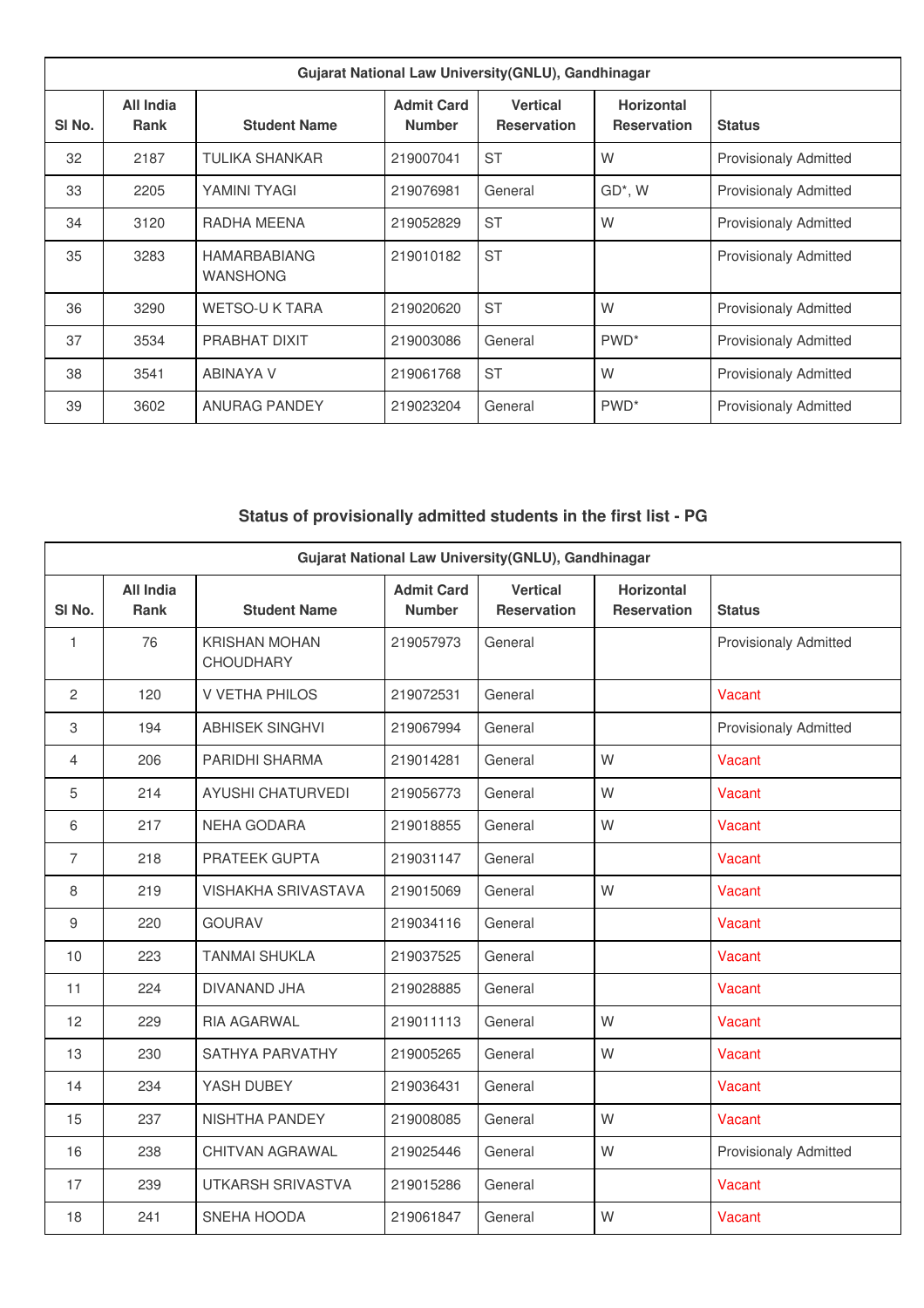| Gujarat National Law University(GNLU), Gandhinagar | | | | | | |
|---|---|---|---|---|---|---|
| Sl No. | All India Rank | Student Name | Admit Card Number | Vertical Reservation | Horizontal Reservation | Status |
| 32 | 2187 | TULIKA SHANKAR | 219007041 | ST | W | Provisionaly Admitted |
| 33 | 2205 | YAMINI TYAGI | 219076981 | General | GD*, W | Provisionaly Admitted |
| 34 | 3120 | RADHA MEENA | 219052829 | ST | W | Provisionaly Admitted |
| 35 | 3283 | HAMARBABIANG WANSHONG | 219010182 | ST | | Provisionaly Admitted |
| 36 | 3290 | WETSO-U K TARA | 219020620 | ST | W | Provisionaly Admitted |
| 37 | 3534 | PRABHAT DIXIT | 219003086 | General | PWD* | Provisionaly Admitted |
| 38 | 3541 | ABINAYA V | 219061768 | ST | W | Provisionaly Admitted |
| 39 | 3602 | ANURAG PANDEY | 219023204 | General | PWD* | Provisionaly Admitted |

## Status of provisionally admitted students in the first list - PG

| Gujarat National Law University(GNLU), Gandhinagar | | | | | | |
|---|---|---|---|---|---|---|
| Sl No. | All India Rank | Student Name | Admit Card Number | Vertical Reservation | Horizontal Reservation | Status |
| 1 | 76 | KRISHAN MOHAN CHOUDHARY | 219057973 | General | | Provisionaly Admitted |
| 2 | 120 | V VETHA PHILOS | 219072531 | General | | Vacant |
| 3 | 194 | ABHISEK SINGHVI | 219067994 | General | | Provisionaly Admitted |
| 4 | 206 | PARIDHI SHARMA | 219014281 | General | W | Vacant |
| 5 | 214 | AYUSHI CHATURVEDI | 219056773 | General | W | Vacant |
| 6 | 217 | NEHA GODARA | 219018855 | General | W | Vacant |
| 7 | 218 | PRATEEK GUPTA | 219031147 | General | | Vacant |
| 8 | 219 | VISHAKHA SRIVASTAVA | 219015069 | General | W | Vacant |
| 9 | 220 | GOURAV | 219034116 | General | | Vacant |
| 10 | 223 | TANMAI SHUKLA | 219037525 | General | | Vacant |
| 11 | 224 | DIVANAND JHA | 219028885 | General | | Vacant |
| 12 | 229 | RIA AGARWAL | 219011113 | General | W | Vacant |
| 13 | 230 | SATHYA PARVATHY | 219005265 | General | W | Vacant |
| 14 | 234 | YASH DUBEY | 219036431 | General | | Vacant |
| 15 | 237 | NISHTHA PANDEY | 219008085 | General | W | Vacant |
| 16 | 238 | CHITVAN AGRAWAL | 219025446 | General | W | Provisionaly Admitted |
| 17 | 239 | UTKARSH SRIVASTVA | 219015286 | General | | Vacant |
| 18 | 241 | SNEHA HOODA | 219061847 | General | W | Vacant |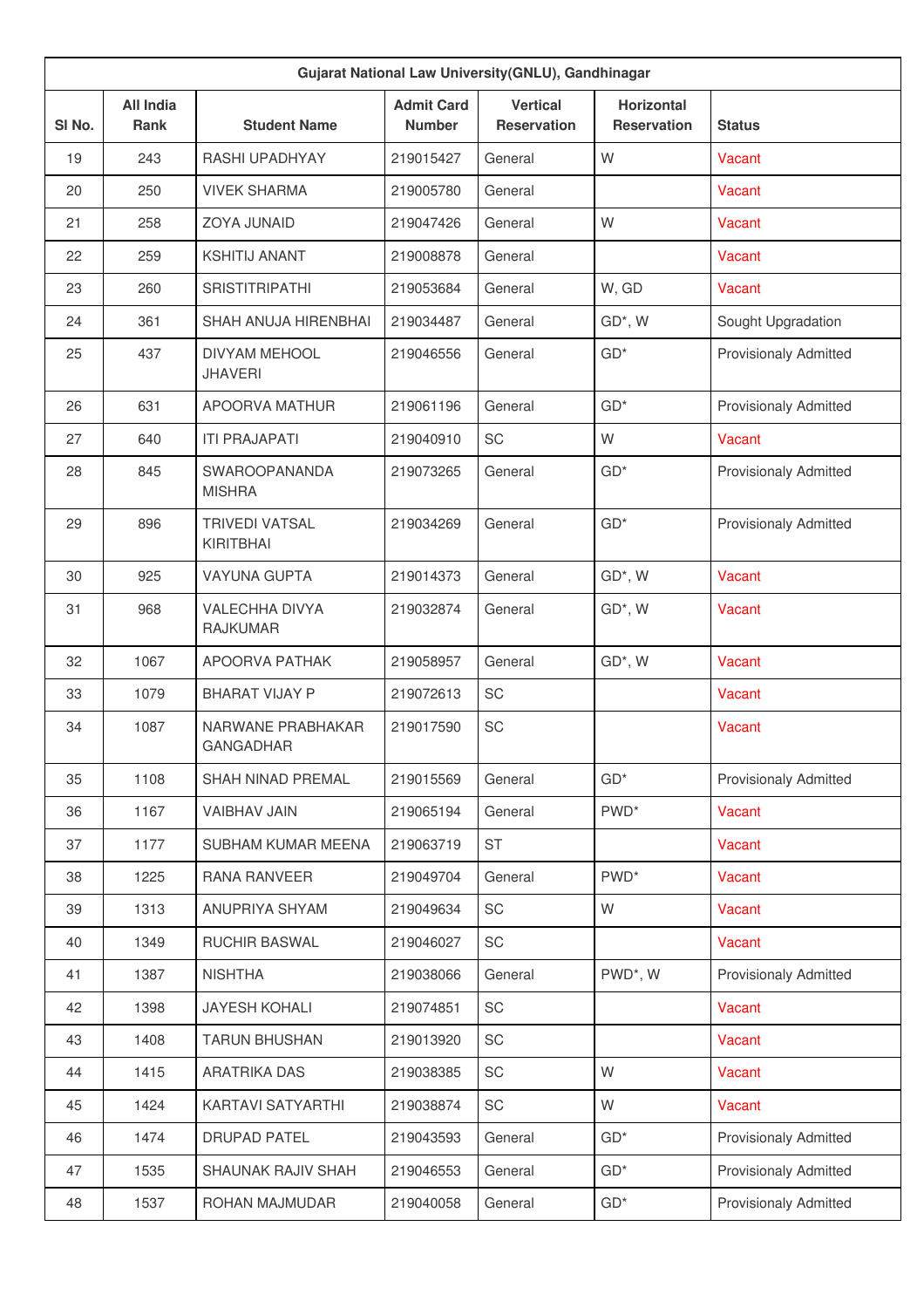| Gujarat National Law University(GNLU), Gandhinagar | | | | | | |
|---|---|---|---|---|---|---|
| Sl No. | All India Rank | Student Name | Admit Card Number | Vertical Reservation | Horizontal Reservation | Status |
| 19 | 243 | RASHI UPADHYAY | 219015427 | General | W | Vacant |
| 20 | 250 | VIVEK SHARMA | 219005780 | General | | Vacant |
| 21 | 258 | ZOYA JUNAID | 219047426 | General | W | Vacant |
| 22 | 259 | KSHITIJ ANANT | 219008878 | General | | Vacant |
| 23 | 260 | SRISTITRIPATHI | 219053684 | General | W, GD | Vacant |
| 24 | 361 | SHAH ANUJA HIRENBHAI | 219034487 | General | GD*, W | Sought Upgradation |
| 25 | 437 | DIVYAM MEHOOL JHAVERI | 219046556 | General | GD* | Provisionaly Admitted |
| 26 | 631 | APOORVA MATHUR | 219061196 | General | GD* | Provisionaly Admitted |
| 27 | 640 | ITI PRAJAPATI | 219040910 | SC | W | Vacant |
| 28 | 845 | SWAROOPANANDA MISHRA | 219073265 | General | GD* | Provisionaly Admitted |
| 29 | 896 | TRIVEDI VATSAL KIRITBHAI | 219034269 | General | GD* | Provisionaly Admitted |
| 30 | 925 | VAYUNA GUPTA | 219014373 | General | GD*, W | Vacant |
| 31 | 968 | VALECHHA DIVYA RAJKUMAR | 219032874 | General | GD*, W | Vacant |
| 32 | 1067 | APOORVA PATHAK | 219058957 | General | GD*, W | Vacant |
| 33 | 1079 | BHARAT VIJAY P | 219072613 | SC | | Vacant |
| 34 | 1087 | NARWANE PRABHAKAR GANGADHAR | 219017590 | SC | | Vacant |
| 35 | 1108 | SHAH NINAD PREMAL | 219015569 | General | GD* | Provisionaly Admitted |
| 36 | 1167 | VAIBHAV JAIN | 219065194 | General | PWD* | Vacant |
| 37 | 1177 | SUBHAM KUMAR MEENA | 219063719 | ST | | Vacant |
| 38 | 1225 | RANA RANVEER | 219049704 | General | PWD* | Vacant |
| 39 | 1313 | ANUPRIYA SHYAM | 219049634 | SC | W | Vacant |
| 40 | 1349 | RUCHIR BASWAL | 219046027 | SC | | Vacant |
| 41 | 1387 | NISHTHA | 219038066 | General | PWD*, W | Provisionaly Admitted |
| 42 | 1398 | JAYESH KOHALI | 219074851 | SC | | Vacant |
| 43 | 1408 | TARUN BHUSHAN | 219013920 | SC | | Vacant |
| 44 | 1415 | ARATRIKA DAS | 219038385 | SC | W | Vacant |
| 45 | 1424 | KARTAVI SATYARTHI | 219038874 | SC | W | Vacant |
| 46 | 1474 | DRUPAD PATEL | 219043593 | General | GD* | Provisionaly Admitted |
| 47 | 1535 | SHAUNAK RAJIV SHAH | 219046553 | General | GD* | Provisionaly Admitted |
| 48 | 1537 | ROHAN MAJMUDAR | 219040058 | General | GD* | Provisionaly Admitted |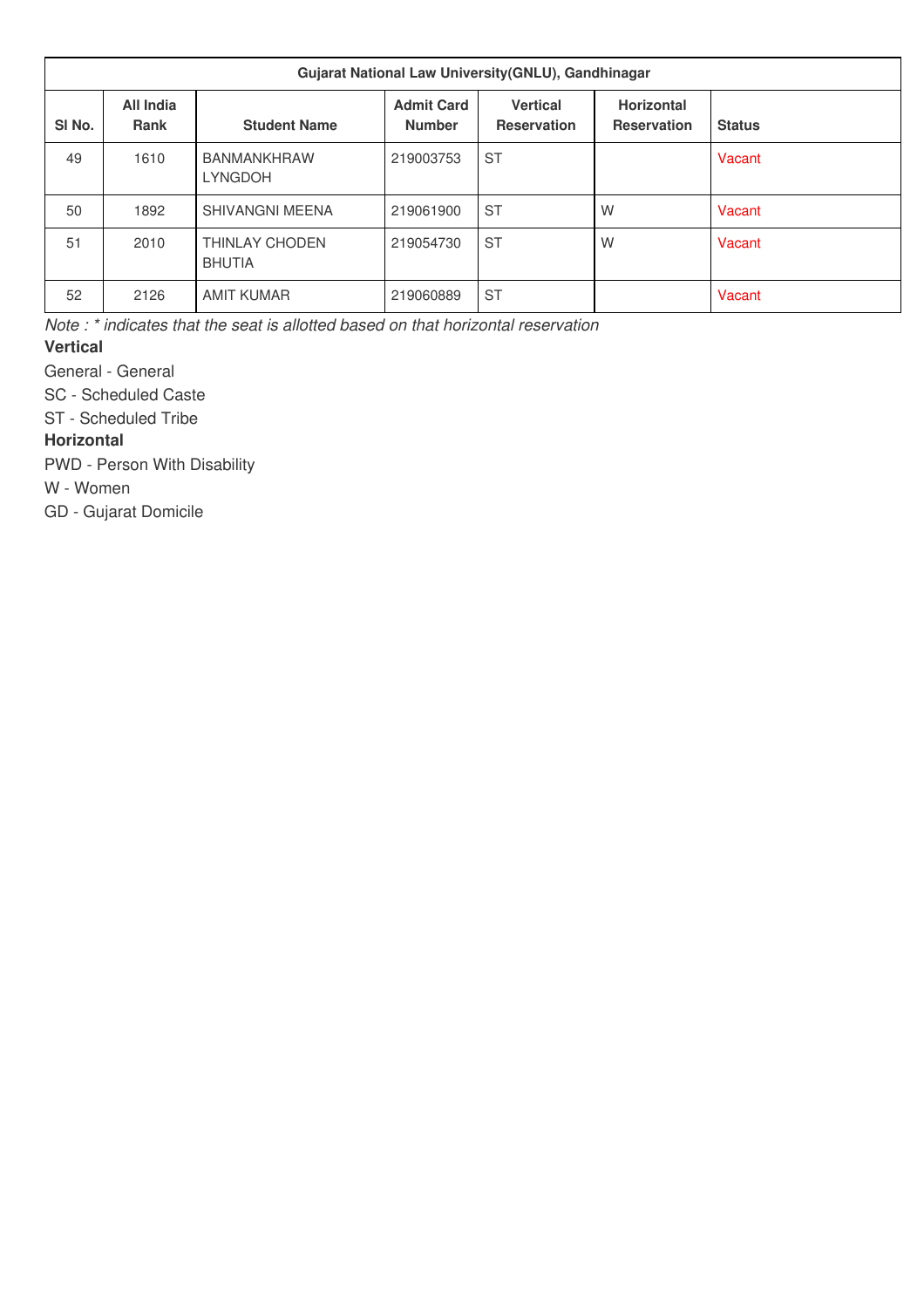| Gujarat National Law University(GNLU), Gandhinagar | | | | | | |
|---|---|---|---|---|---|---|
| Sl No. | All India Rank | Student Name | Admit Card Number | Vertical Reservation | Horizontal Reservation | Status |
| 49 | 1610 | BANMANKHRAW LYNGDOH | 219003753 | ST | | Vacant |
| 50 | 1892 | SHIVANGNI MEENA | 219061900 | ST | W | Vacant |
| 51 | 2010 | THINLAY CHODEN BHUTIA | 219054730 | ST | W | Vacant |
| 52 | 2126 | AMIT KUMAR | 219060889 | ST | | Vacant |

*Note : * indicates that the seat is allotted based on that horizontal reservation*

**Vertical**

General - General

SC - Scheduled Caste

ST - Scheduled Tribe

**Horizontal**

PWD - Person With Disability

W - Women

GD - Gujarat Domicile